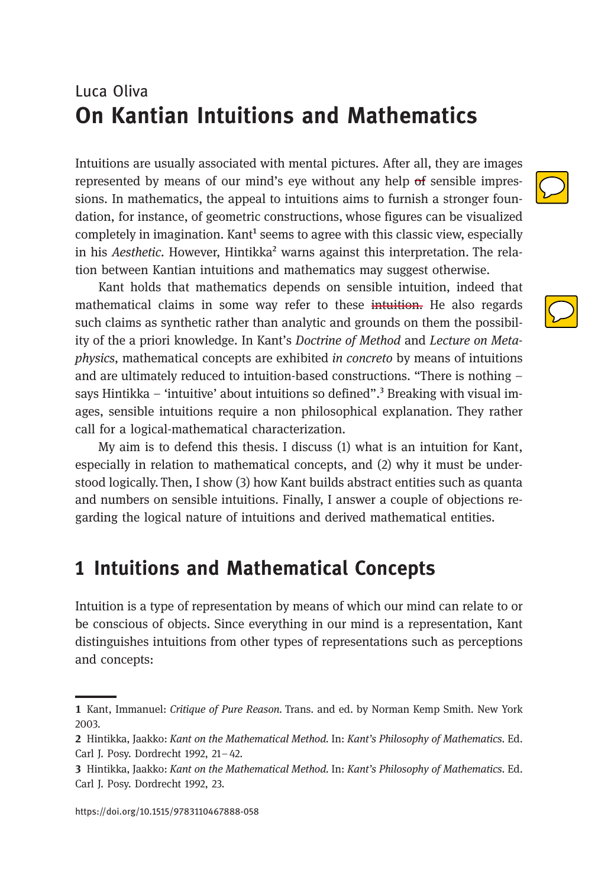Luca Oliva

# On Kantian Intuitions and Mathematics

Intuitions are usually associated with mental pictures. After all, they are images represented by means of our mind's eye without any help ~~of~~ sensible impressions. In mathematics, the appeal to intuitions aims to furnish a stronger foundation, for instance, of geometric constructions, whose figures can be visualized completely in imagination. Kant[1] seems to agree with this classic view, especially in his *Aesthetic*. However, Hintikka[2] warns against this interpretation. The relation between Kantian intuitions and mathematics may suggest otherwise.

Kant holds that mathematics depends on sensible intuition, indeed that mathematical claims in some way refer to these ~~intuition.~~ He also regards such claims as synthetic rather than analytic and grounds on them the possibility of the a priori knowledge. In Kant's *Doctrine of Method* and *Lecture on Metaphysics*, mathematical concepts are exhibited *in concreto* by means of intuitions and are ultimately reduced to intuition-based constructions. "There is nothing – says Hintikka – 'intuitive' about intuitions so defined".[3] Breaking with visual images, sensible intuitions require a non philosophical explanation. They rather call for a logical-mathematical characterization.

My aim is to defend this thesis. I discuss (1) what is an intuition for Kant, especially in relation to mathematical concepts, and (2) why it must be understood logically. Then, I show (3) how Kant builds abstract entities such as quanta and numbers on sensible intuitions. Finally, I answer a couple of objections regarding the logical nature of intuitions and derived mathematical entities.

## 1 Intuitions and Mathematical Concepts

Intuition is a type of representation by means of which our mind can relate to or be conscious of objects. Since everything in our mind is a representation, Kant distinguishes intuitions from other types of representations such as perceptions and concepts:

---

1 Kant, Immanuel: *Critique of Pure Reason*. Trans. and ed. by Norman Kemp Smith. New York 2003.

2 Hintikka, Jaakko: *Kant on the Mathematical Method*. In: *Kant's Philosophy of Mathematics*. Ed. Carl J. Posy. Dordrecht 1992, 21–42.

3 Hintikka, Jaakko: *Kant on the Mathematical Method*. In: *Kant's Philosophy of Mathematics*. Ed. Carl J. Posy. Dordrecht 1992, 23.

https://doi.org/10.1515/9783110467888-058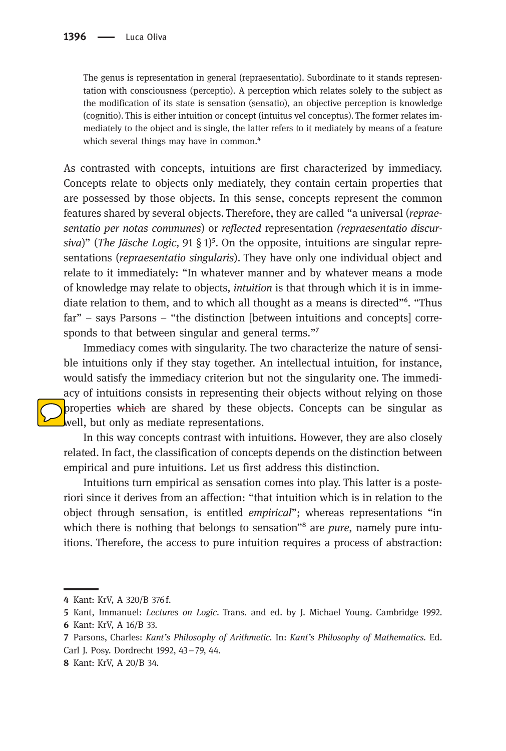> The genus is representation in general (repraesentatio). Subordinate to it stands representation with consciousness (perceptio). A perception which relates solely to the subject as the modification of its state is sensation (sensatio), an objective perception is knowledge (cognitio). This is either intuition or concept (intuitus vel conceptus). The former relates immediately to the object and is single, the latter refers to it mediately by means of a feature which several things may have in common.[4]

As contrasted with concepts, intuitions are first characterized by immediacy. Concepts relate to objects only mediately, they contain certain properties that are possessed by those objects. In this sense, concepts represent the common features shared by several objects. Therefore, they are called "a universal (*repraesentatio per notas communes*) or *reflected* representation *(repraesentatio discursiva)*" (*The Jäsche Logic*, 91 § 1)[5]. On the opposite, intuitions are singular representations (*repraesentatio singularis*). They have only one individual object and relate to it immediately: "In whatever manner and by whatever means a mode of knowledge may relate to objects, *intuition* is that through which it is in immediate relation to them, and to which all thought as a means is directed"[6]. "Thus far" – says Parsons – "the distinction [between intuitions and concepts] corresponds to that between singular and general terms."[7]

Immediacy comes with singularity. The two characterize the nature of sensible intuitions only if they stay together. An intellectual intuition, for instance, would satisfy the immediacy criterion but not the singularity one. The immediacy of intuitions consists in representing their objects without relying on those properties ~~which~~ are shared by these objects. Concepts can be singular as well, but only as mediate representations.

In this way concepts contrast with intuitions. However, they are also closely related. In fact, the classification of concepts depends on the distinction between empirical and pure intuitions. Let us first address this distinction.

Intuitions turn empirical as sensation comes into play. This latter is a posteriori since it derives from an affection: "that intuition which is in relation to the object through sensation, is entitled *empirical*"; whereas representations "in which there is nothing that belongs to sensation"[8] are *pure*, namely pure intuitions. Therefore, the access to pure intuition requires a process of abstraction:

---

4 Kant: KrV, A 320/B 376 f.

5 Kant, Immanuel: *Lectures on Logic*. Trans. and ed. by J. Michael Young. Cambridge 1992.

6 Kant: KrV, A 16/B 33.

7 Parsons, Charles: *Kant's Philosophy of Arithmetic*. In: *Kant's Philosophy of Mathematics*. Ed. Carl J. Posy. Dordrecht 1992, 43–79, 44.

8 Kant: KrV, A 20/B 34.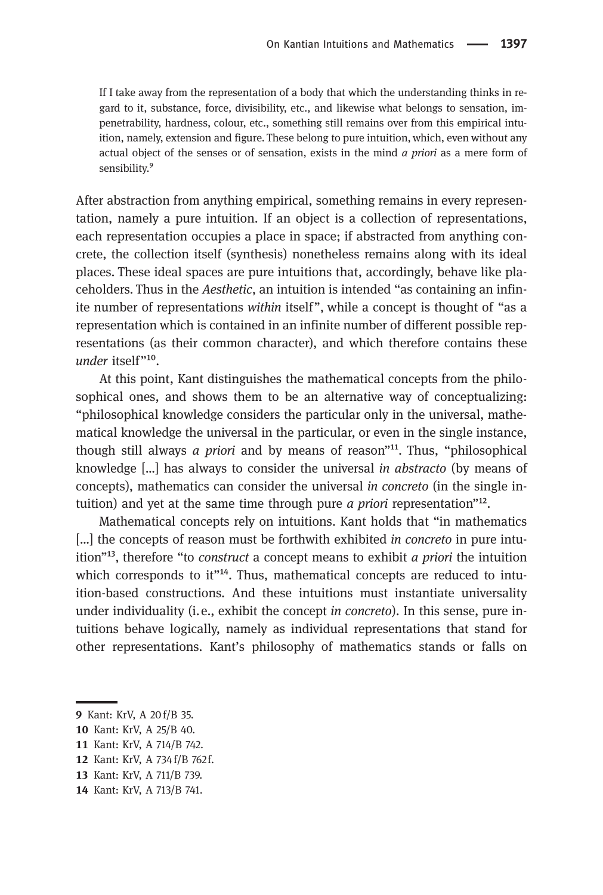> If I take away from the representation of a body that which the understanding thinks in regard to it, substance, force, divisibility, etc., and likewise what belongs to sensation, impenetrability, hardness, colour, etc., something still remains over from this empirical intuition, namely, extension and figure. These belong to pure intuition, which, even without any actual object of the senses or of sensation, exists in the mind *a priori* as a mere form of sensibility.[9]

After abstraction from anything empirical, something remains in every representation, namely a pure intuition. If an object is a collection of representations, each representation occupies a place in space; if abstracted from anything concrete, the collection itself (synthesis) nonetheless remains along with its ideal places. These ideal spaces are pure intuitions that, accordingly, behave like placeholders. Thus in the *Aesthetic*, an intuition is intended "as containing an infinite number of representations *within* itself", while a concept is thought of "as a representation which is contained in an infinite number of different possible representations (as their common character), and which therefore contains these *under* itself"[10].

At this point, Kant distinguishes the mathematical concepts from the philosophical ones, and shows them to be an alternative way of conceptualizing: "philosophical knowledge considers the particular only in the universal, mathematical knowledge the universal in the particular, or even in the single instance, though still always *a priori* and by means of reason"[11]. Thus, "philosophical knowledge [...] has always to consider the universal *in abstracto* (by means of concepts), mathematics can consider the universal *in concreto* (in the single intuition) and yet at the same time through pure *a priori* representation"[12].

Mathematical concepts rely on intuitions. Kant holds that "in mathematics [...] the concepts of reason must be forthwith exhibited *in concreto* in pure intuition"[13], therefore "to *construct* a concept means to exhibit *a priori* the intuition which corresponds to it"[14]. Thus, mathematical concepts are reduced to intuition-based constructions. And these intuitions must instantiate universality under individuality (i.e., exhibit the concept *in concreto*). In this sense, pure intuitions behave logically, namely as individual representations that stand for other representations. Kant's philosophy of mathematics stands or falls on

---

9 Kant: KrV, A 20 f/B 35.
10 Kant: KrV, A 25/B 40.
11 Kant: KrV, A 714/B 742.
12 Kant: KrV, A 734 f/B 762 f.
13 Kant: KrV, A 711/B 739.
14 Kant: KrV, A 713/B 741.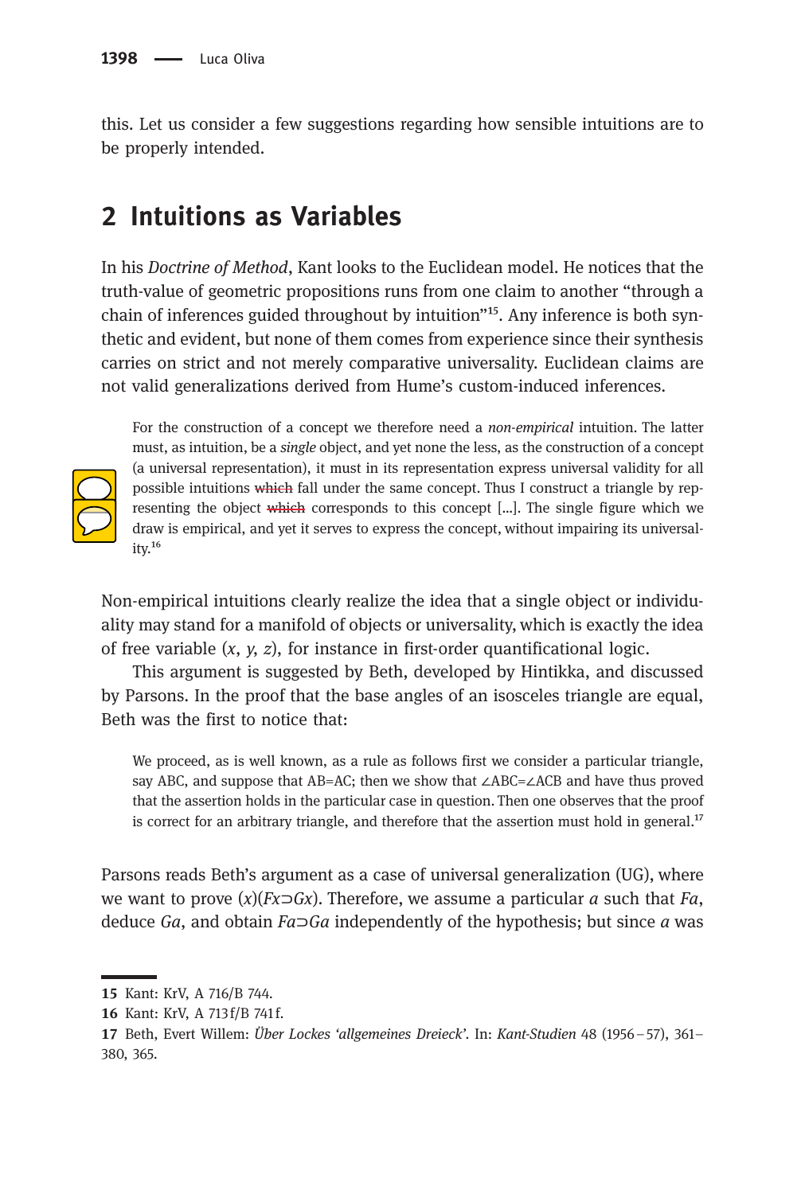this. Let us consider a few suggestions regarding how sensible intuitions are to be properly intended.

## 2 Intuitions as Variables

In his *Doctrine of Method*, Kant looks to the Euclidean model. He notices that the truth-value of geometric propositions runs from one claim to another "through a chain of inferences guided throughout by intuition"[15]. Any inference is both synthetic and evident, but none of them comes from experience since their synthesis carries on strict and not merely comparative universality. Euclidean claims are not valid generalizations derived from Hume's custom-induced inferences.

> For the construction of a concept we therefore need a *non-empirical* intuition. The latter must, as intuition, be a *single* object, and yet none the less, as the construction of a concept (a universal representation), it must in its representation express universal validity for all possible intuitions ~~which~~ fall under the same concept. Thus I construct a triangle by representing the object ~~which~~ corresponds to this concept […]. The single figure which we draw is empirical, and yet it serves to express the concept, without impairing its universality.[16]

Non-empirical intuitions clearly realize the idea that a single object or individuality may stand for a manifold of objects or universality, which is exactly the idea of free variable ($x$, $y$, $z$), for instance in first-order quantificational logic.

This argument is suggested by Beth, developed by Hintikka, and discussed by Parsons. In the proof that the base angles of an isosceles triangle are equal, Beth was the first to notice that:

> We proceed, as is well known, as a rule as follows first we consider a particular triangle, say ABC, and suppose that AB=AC; then we show that ∠ABC=∠ACB and have thus proved that the assertion holds in the particular case in question. Then one observes that the proof is correct for an arbitrary triangle, and therefore that the assertion must hold in general.[17]

Parsons reads Beth's argument as a case of universal generalization (UG), where we want to prove $(x)(Fx \supset Gx)$. Therefore, we assume a particular $a$ such that $Fa$, deduce $Ga$, and obtain $Fa \supset Ga$ independently of the hypothesis; but since $a$ was

15 Kant: KrV, A 716/B 744.

16 Kant: KrV, A 713 f/B 741 f.

17 Beth, Evert Willem: *Über Lockes 'allgemeines Dreieck'*. In: *Kant-Studien* 48 (1956–57), 361–380, 365.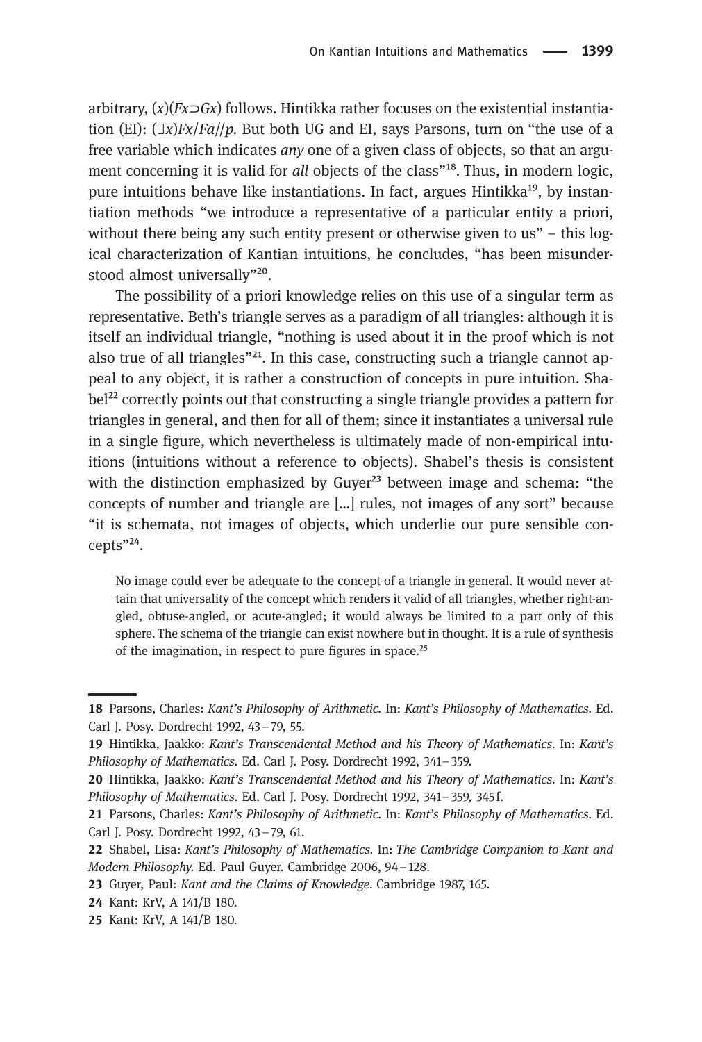arbitrary, $(x)(Fx \supset Gx)$ follows. Hintikka rather focuses on the existential instantiation (EI): $(\exists x)Fx/Fa//p$. But both UG and EI, says Parsons, turn on "the use of a free variable which indicates *any* one of a given class of objects, so that an argument concerning it is valid for *all* objects of the class"[18]. Thus, in modern logic, pure intuitions behave like instantiations. In fact, argues Hintikka[19], by instantiation methods "we introduce a representative of a particular entity a priori, without there being any such entity present or otherwise given to us" – this logical characterization of Kantian intuitions, he concludes, "has been misunderstood almost universally"[20].

The possibility of a priori knowledge relies on this use of a singular term as representative. Beth's triangle serves as a paradigm of all triangles: although it is itself an individual triangle, "nothing is used about it in the proof which is not also true of all triangles"[21]. In this case, constructing such a triangle cannot appeal to any object, it is rather a construction of concepts in pure intuition. Shabel[22] correctly points out that constructing a single triangle provides a pattern for triangles in general, and then for all of them; since it instantiates a universal rule in a single figure, which nevertheless is ultimately made of non-empirical intuitions (intuitions without a reference to objects). Shabel's thesis is consistent with the distinction emphasized by Guyer[23] between image and schema: "the concepts of number and triangle are […] rules, not images of any sort" because "it is schemata, not images of objects, which underlie our pure sensible concepts"[24].

> No image could ever be adequate to the concept of a triangle in general. It would never attain that universality of the concept which renders it valid of all triangles, whether right-angled, obtuse-angled, or acute-angled; it would always be limited to a part only of this sphere. The schema of the triangle can exist nowhere but in thought. It is a rule of synthesis of the imagination, in respect to pure figures in space.[25]

---

**18** Parsons, Charles: *Kant's Philosophy of Arithmetic*. In: *Kant's Philosophy of Mathematics*. Ed. Carl J. Posy. Dordrecht 1992, 43–79, 55.

**19** Hintikka, Jaakko: *Kant's Transcendental Method and his Theory of Mathematics*. In: *Kant's Philosophy of Mathematics*. Ed. Carl J. Posy. Dordrecht 1992, 341–359.

**20** Hintikka, Jaakko: *Kant's Transcendental Method and his Theory of Mathematics*. In: *Kant's Philosophy of Mathematics*. Ed. Carl J. Posy. Dordrecht 1992, 341–359, 345 f.

**21** Parsons, Charles: *Kant's Philosophy of Arithmetic*. In: *Kant's Philosophy of Mathematics*. Ed. Carl J. Posy. Dordrecht 1992, 43–79, 61.

**22** Shabel, Lisa: *Kant's Philosophy of Mathematics*. In: *The Cambridge Companion to Kant and Modern Philosophy*. Ed. Paul Guyer. Cambridge 2006, 94–128.

**23** Guyer, Paul: *Kant and the Claims of Knowledge*. Cambridge 1987, 165.

**24** Kant: KrV, A 141/B 180.

**25** Kant: KrV, A 141/B 180.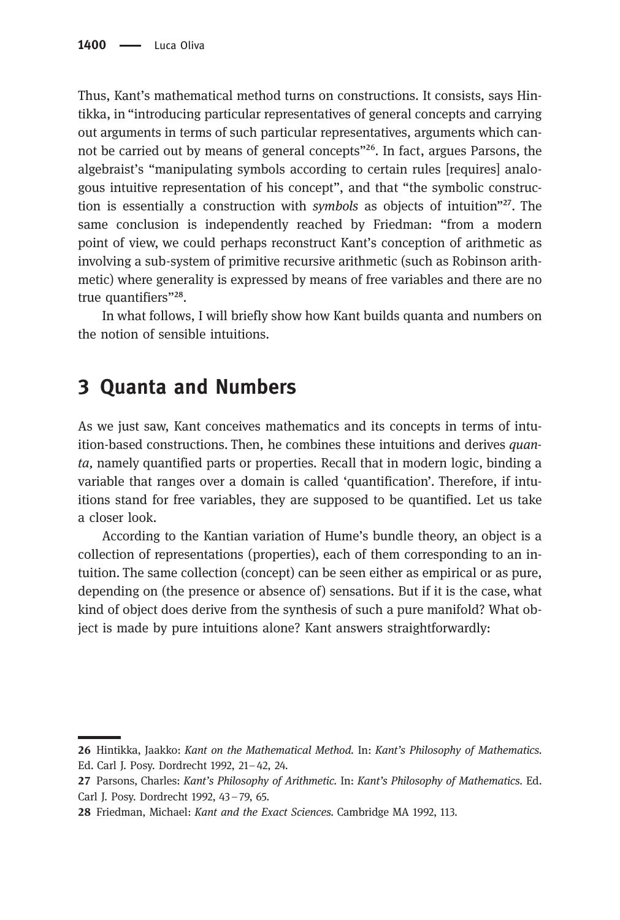Thus, Kant's mathematical method turns on constructions. It consists, says Hintikka, in "introducing particular representatives of general concepts and carrying out arguments in terms of such particular representatives, arguments which cannot be carried out by means of general concepts"[26]. In fact, argues Parsons, the algebraist's "manipulating symbols according to certain rules [requires] analogous intuitive representation of his concept", and that "the symbolic construction is essentially a construction with *symbols* as objects of intuition"[27]. The same conclusion is independently reached by Friedman: "from a modern point of view, we could perhaps reconstruct Kant's conception of arithmetic as involving a sub-system of primitive recursive arithmetic (such as Robinson arithmetic) where generality is expressed by means of free variables and there are no true quantifiers"[28].

In what follows, I will briefly show how Kant builds quanta and numbers on the notion of sensible intuitions.

## 3 Quanta and Numbers

As we just saw, Kant conceives mathematics and its concepts in terms of intuition-based constructions. Then, he combines these intuitions and derives *quanta,* namely quantified parts or properties. Recall that in modern logic, binding a variable that ranges over a domain is called 'quantification'. Therefore, if intuitions stand for free variables, they are supposed to be quantified. Let us take a closer look.

According to the Kantian variation of Hume's bundle theory, an object is a collection of representations (properties), each of them corresponding to an intuition. The same collection (concept) can be seen either as empirical or as pure, depending on (the presence or absence of) sensations. But if it is the case, what kind of object does derive from the synthesis of such a pure manifold? What object is made by pure intuitions alone? Kant answers straightforwardly:

---

**26** Hintikka, Jaakko: *Kant on the Mathematical Method.* In: *Kant's Philosophy of Mathematics.* Ed. Carl J. Posy. Dordrecht 1992, 21–42, 24.

**27** Parsons, Charles: *Kant's Philosophy of Arithmetic.* In: *Kant's Philosophy of Mathematics.* Ed. Carl J. Posy. Dordrecht 1992, 43–79, 65.

**28** Friedman, Michael: *Kant and the Exact Sciences.* Cambridge MA 1992, 113.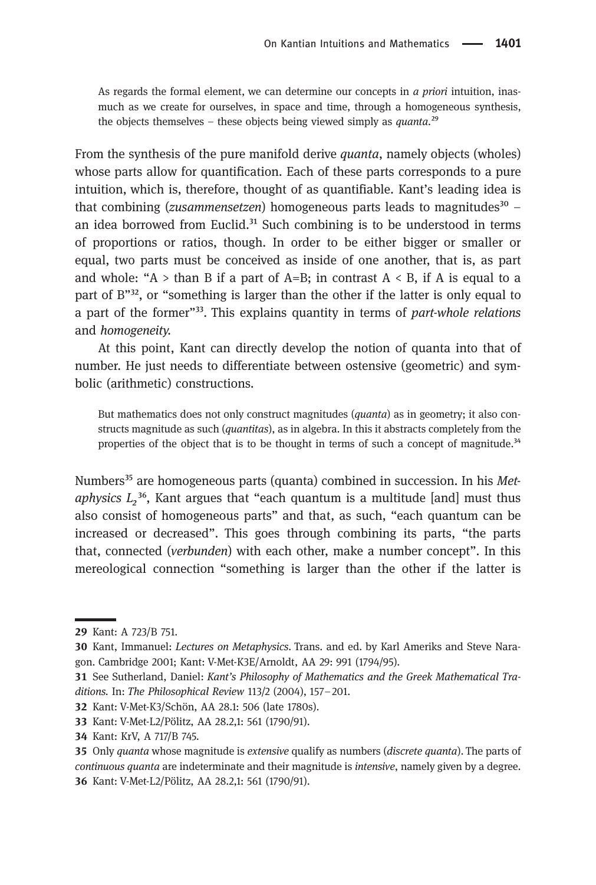> As regards the formal element, we can determine our concepts in *a priori* intuition, inasmuch as we create for ourselves, in space and time, through a homogeneous synthesis, the objects themselves – these objects being viewed simply as *quanta*.[29]

From the synthesis of the pure manifold derive *quanta*, namely objects (wholes) whose parts allow for quantification. Each of these parts corresponds to a pure intuition, which is, therefore, thought of as quantifiable. Kant's leading idea is that combining (*zusammensetzen*) homogeneous parts leads to magnitudes[30] – an idea borrowed from Euclid.[31] Such combining is to be understood in terms of proportions or ratios, though. In order to be either bigger or smaller or equal, two parts must be conceived as inside of one another, that is, as part and whole: "A > than B if a part of A=B; in contrast A < B, if A is equal to a part of B"[32], or "something is larger than the other if the latter is only equal to a part of the former"[33]. This explains quantity in terms of *part-whole relations* and *homogeneity*.

At this point, Kant can directly develop the notion of quanta into that of number. He just needs to differentiate between ostensive (geometric) and symbolic (arithmetic) constructions.

> But mathematics does not only construct magnitudes (*quanta*) as in geometry; it also constructs magnitude as such (*quantitas*), as in algebra. In this it abstracts completely from the properties of the object that is to be thought in terms of such a concept of magnitude.[34]

Numbers[35] are homogeneous parts (quanta) combined in succession. In his *Metaphysics* $L_2$[36], Kant argues that "each quantum is a multitude [and] must thus also consist of homogeneous parts" and that, as such, "each quantum can be increased or decreased". This goes through combining its parts, "the parts that, connected (*verbunden*) with each other, make a number concept". In this mereological connection "something is larger than the other if the latter is

29 Kant: A 723/B 751.

30 Kant, Immanuel: *Lectures on Metaphysics*. Trans. and ed. by Karl Ameriks and Steve Naragon. Cambridge 2001; Kant: V-Met-K3E/Arnoldt, AA 29: 991 (1794/95).

31 See Sutherland, Daniel: *Kant's Philosophy of Mathematics and the Greek Mathematical Traditions*. In: *The Philosophical Review* 113/2 (2004), 157–201.

32 Kant: V-Met-K3/Schön, AA 28.1: 506 (late 1780s).

33 Kant: V-Met-L2/Pölitz, AA 28.2,1: 561 (1790/91).

34 Kant: KrV, A 717/B 745.

35 Only *quanta* whose magnitude is *extensive* qualify as numbers (*discrete quanta*). The parts of *continuous quanta* are indeterminate and their magnitude is *intensive*, namely given by a degree.

36 Kant: V-Met-L2/Pölitz, AA 28.2,1: 561 (1790/91).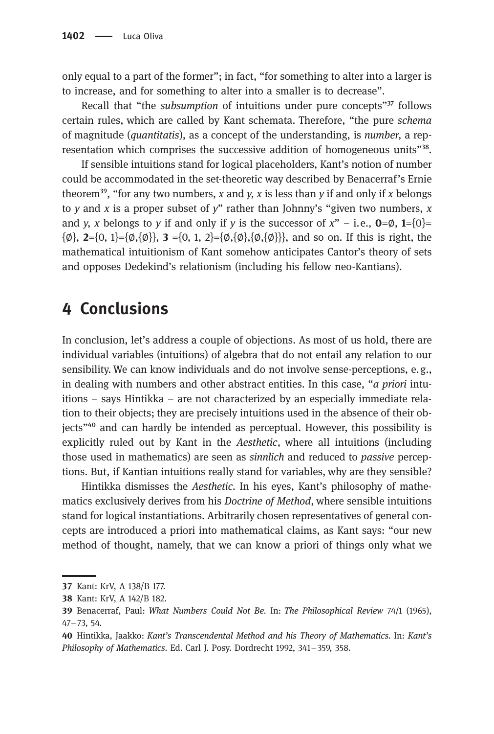only equal to a part of the former"; in fact, "for something to alter into a larger is to increase, and for something to alter into a smaller is to decrease".

Recall that "the *subsumption* of intuitions under pure concepts"[37] follows certain rules, which are called by Kant schemata. Therefore, "the pure *schema* of magnitude (*quantitatis*), as a concept of the understanding, is *number*, a representation which comprises the successive addition of homogeneous units"[38].

If sensible intuitions stand for logical placeholders, Kant's notion of number could be accommodated in the set-theoretic way described by Benacerraf's Ernie theorem[39], "for any two numbers, *x* and *y*, *x* is less than *y* if and only if *x* belongs to *y* and *x* is a proper subset of *y*" rather than Johnny's "given two numbers, *x* and *y*, *x* belongs to *y* if and only if *y* is the successor of *x*" – i.e., **0**=∅, **1**={0}={∅}, **2**={0, 1}={∅,{∅}}, **3** ={0, 1, 2}={∅,{∅},{∅,{∅}}}, and so on. If this is right, the mathematical intuitionism of Kant somehow anticipates Cantor's theory of sets and opposes Dedekind's relationism (including his fellow neo-Kantians).

## 4 Conclusions

In conclusion, let's address a couple of objections. As most of us hold, there are individual variables (intuitions) of algebra that do not entail any relation to our sensibility. We can know individuals and do not involve sense-perceptions, e.g., in dealing with numbers and other abstract entities. In this case, "*a priori* intuitions – says Hintikka – are not characterized by an especially immediate relation to their objects; they are precisely intuitions used in the absence of their objects"[40] and can hardly be intended as perceptual. However, this possibility is explicitly ruled out by Kant in the *Aesthetic*, where all intuitions (including those used in mathematics) are seen as *sinnlich* and reduced to *passive* perceptions. But, if Kantian intuitions really stand for variables, why are they sensible?

Hintikka dismisses the *Aesthetic*. In his eyes, Kant's philosophy of mathematics exclusively derives from his *Doctrine of Method*, where sensible intuitions stand for logical instantiations. Arbitrarily chosen representatives of general concepts are introduced a priori into mathematical claims, as Kant says: "our new method of thought, namely, that we can know a priori of things only what we

---

**37** Kant: KrV, A 138/B 177.

**38** Kant: KrV, A 142/B 182.

**39** Benacerraf, Paul: *What Numbers Could Not Be*. In: *The Philosophical Review* 74/1 (1965), 47–73, 54.

**40** Hintikka, Jaakko: *Kant's Transcendental Method and his Theory of Mathematics*. In: *Kant's Philosophy of Mathematics*. Ed. Carl J. Posy. Dordrecht 1992, 341–359, 358.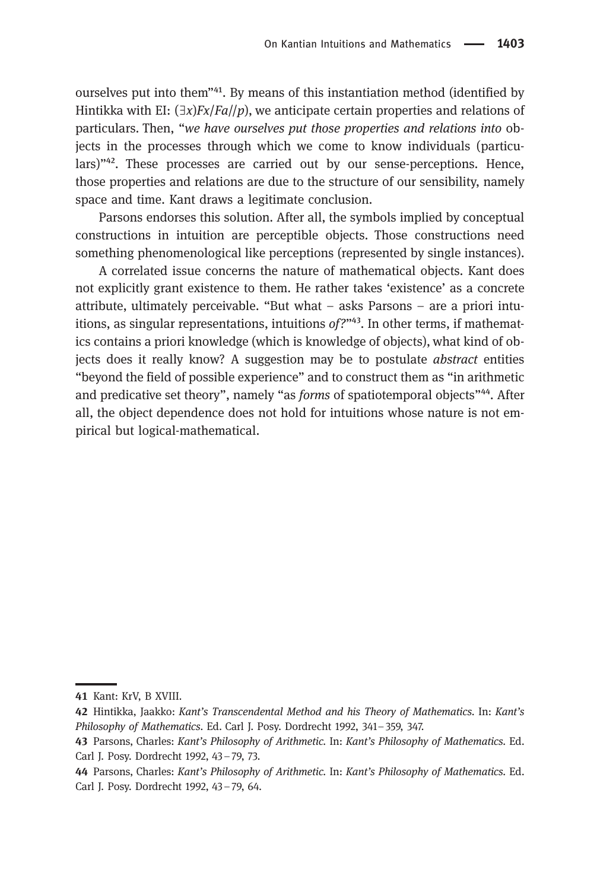ourselves put into them"[41]. By means of this instantiation method (identified by Hintikka with EI: $(\exists x)Fx/Fa//p$), we anticipate certain properties and relations of particulars. Then, "*we have ourselves put those properties and relations into* objects in the processes through which we come to know individuals (particulars)"[42]. These processes are carried out by our sense-perceptions. Hence, those properties and relations are due to the structure of our sensibility, namely space and time. Kant draws a legitimate conclusion.

Parsons endorses this solution. After all, the symbols implied by conceptual constructions in intuition are perceptible objects. Those constructions need something phenomenological like perceptions (represented by single instances).

A correlated issue concerns the nature of mathematical objects. Kant does not explicitly grant existence to them. He rather takes 'existence' as a concrete attribute, ultimately perceivable. "But what – asks Parsons – are a priori intuitions, as singular representations, intuitions *of*?"[43]. In other terms, if mathematics contains a priori knowledge (which is knowledge of objects), what kind of objects does it really know? A suggestion may be to postulate *abstract* entities "beyond the field of possible experience" and to construct them as "in arithmetic and predicative set theory", namely "as *forms* of spatiotemporal objects"[44]. After all, the object dependence does not hold for intuitions whose nature is not empirical but logical-mathematical.

---

**41** Kant: KrV, B XVIII.

**42** Hintikka, Jaakko: *Kant's Transcendental Method and his Theory of Mathematics*. In: *Kant's Philosophy of Mathematics*. Ed. Carl J. Posy. Dordrecht 1992, 341–359, 347.

**43** Parsons, Charles: *Kant's Philosophy of Arithmetic*. In: *Kant's Philosophy of Mathematics*. Ed. Carl J. Posy. Dordrecht 1992, 43–79, 73.

**44** Parsons, Charles: *Kant's Philosophy of Arithmetic*. In: *Kant's Philosophy of Mathematics*. Ed. Carl J. Posy. Dordrecht 1992, 43–79, 64.